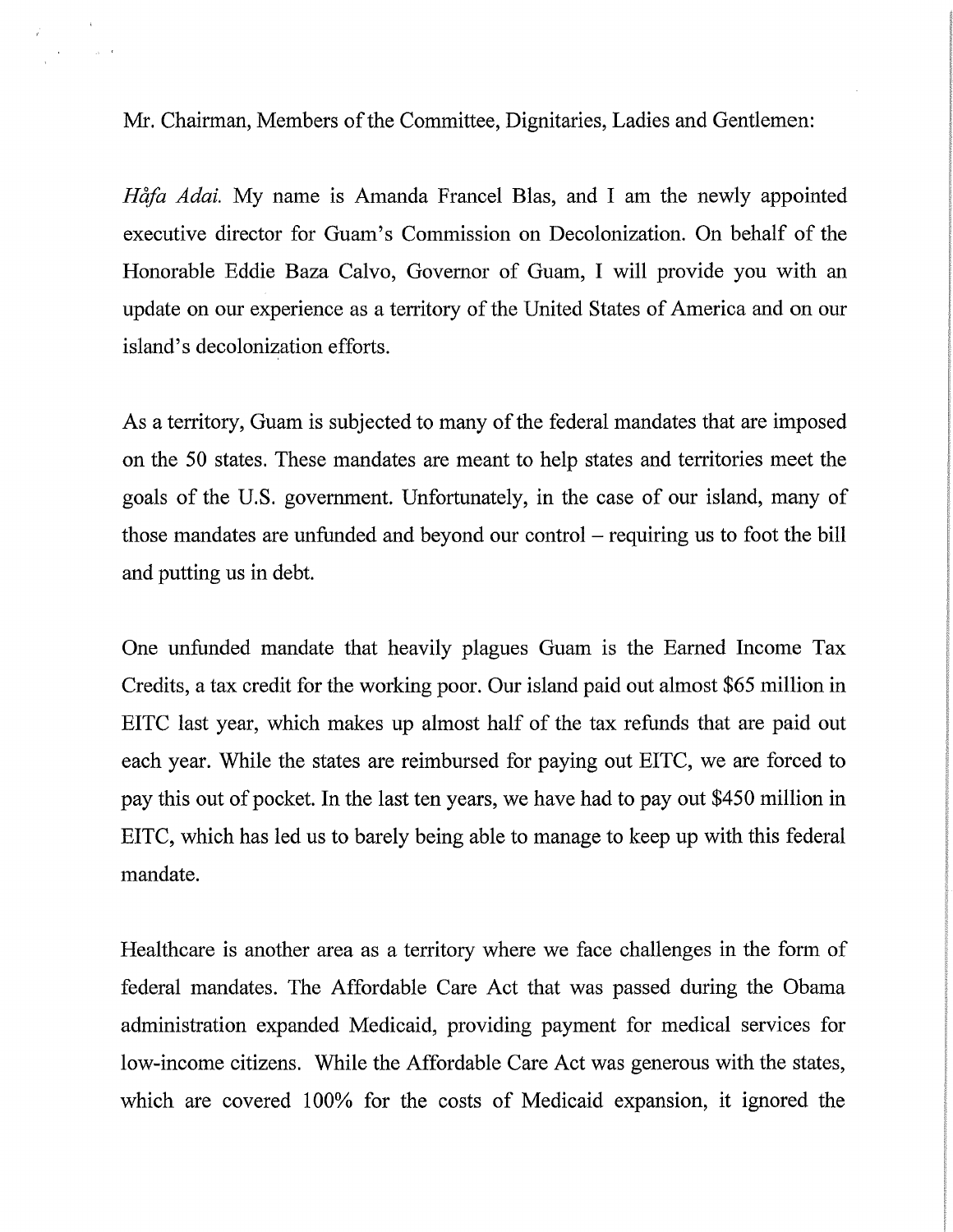Mr. Chairman, Members of the Committee, Dignitaries, Ladies and Gentlemen:

*Håfa Adai.* My name is Amanda Francel Blas, and I am the newly appointed executive director for Guam's Commission on Decolonization. On behalf of the Honorable Eddie Baza Calvo, Governor of Guam, I will provide you with an update on our experience as a territory of the United States of America and on our island's decolonization efforts.

As a territory, Guam is subjected to many of the federal mandates that are imposed on the 50 states. These mandates are meant to help states and territories meet the goals of the U.S. government. Unfortunately, in the case of our island, many of those mandates are unfunded and beyond our control – requiring us to foot the bill and putting us in debt.

One unfunded mandate that heavily plagues Guam is the Earned Income Tax Credits, a tax credit for the working poor. Our island paid out almost $65 million in EITC last year, which makes up almost half of the tax refunds that are paid out each year. While the states are reimbursed for paying out EITC, we are forced to pay this out of pocket. In the last ten years, we have had to pay out $450 million in EITC, which has led us to barely being able to manage to keep up with this federal mandate.

Healthcare is another area as a territory where we face challenges in the form of federal mandates. The Affordable Care Act that was passed during the Obama administration expanded Medicaid, providing payment for medical services for low-income citizens. While the Affordable Care Act was generous with the states, which are covered 100% for the costs of Medicaid expansion, it ignored the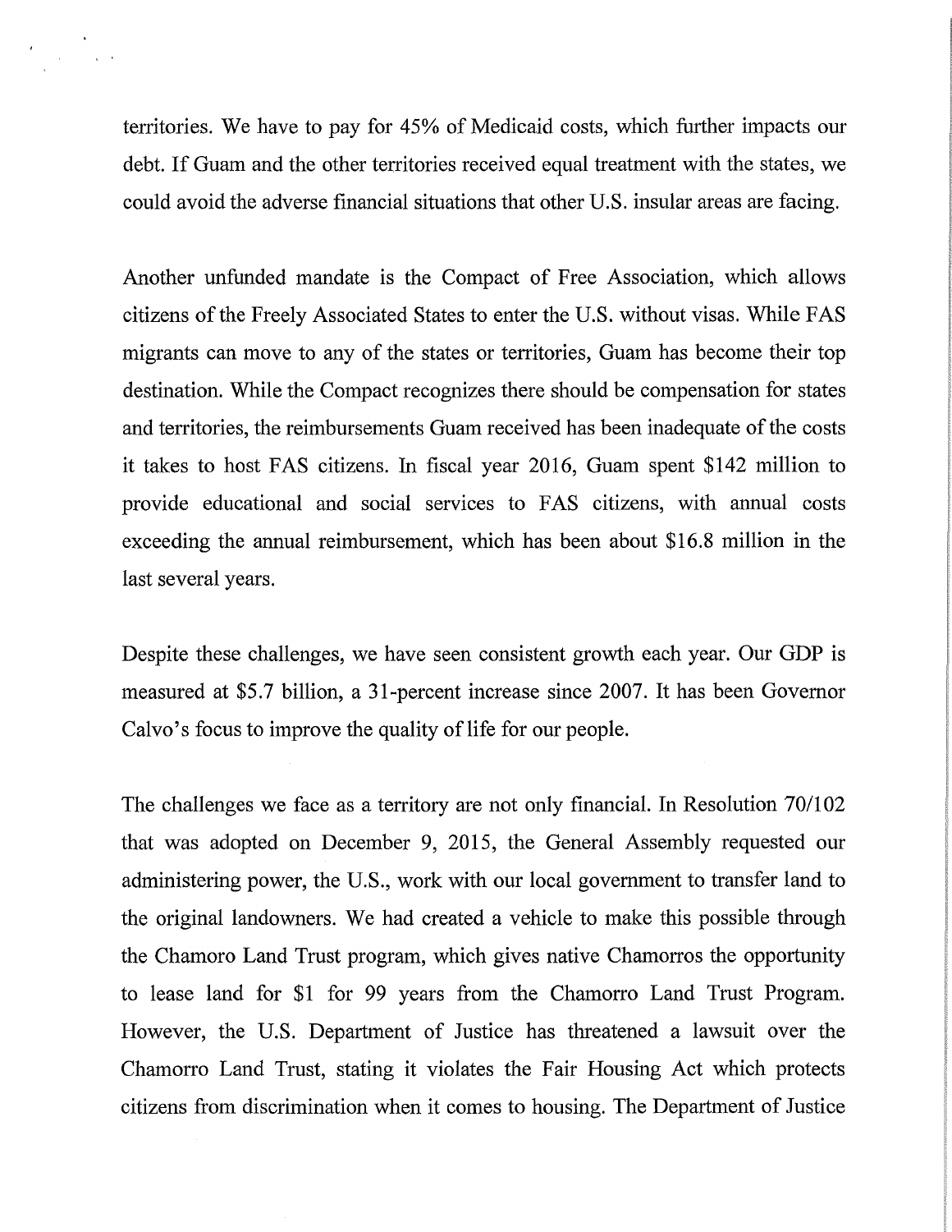territories. We have to pay for 45% of Medicaid costs, which further impacts our debt. If Guam and the other territories received equal treatment with the states, we could avoid the adverse financial situations that other U.S. insular areas are facing.

Another unfunded mandate is the Compact of Free Association, which allows citizens of the Freely Associated States to enter the U.S. without visas. While FAS migrants can move to any of the states or territories, Guam has become their top destination. While the Compact recognizes there should be compensation for states and territories, the reimbursements Guam received has been inadequate of the costs it takes to host FAS citizens. In fiscal year 2016, Guam spent $142 million to provide educational and social services to FAS citizens, with annual costs exceeding the annual reimbursement, which has been about $16.8 million in the last several years.

Despite these challenges, we have seen consistent growth each year. Our GDP is measured at $5.7 billion, a 31-percent increase since 2007. It has been Governor Calvo's focus to improve the quality of life for our people.

The challenges we face as a territory are not only financial. In Resolution 70/102 that was adopted on December 9, 2015, the General Assembly requested our administering power, the U.S., work with our local government to transfer land to the original landowners. We had created a vehicle to make this possible through the Chamoro Land Trust program, which gives native Chamorros the opportunity to lease land for $1 for 99 years from the Chamorro Land Trust Program. However, the U.S. Department of Justice has threatened a lawsuit over the Chamorro Land Trust, stating it violates the Fair Housing Act which protects citizens from discrimination when it comes to housing. The Department of Justice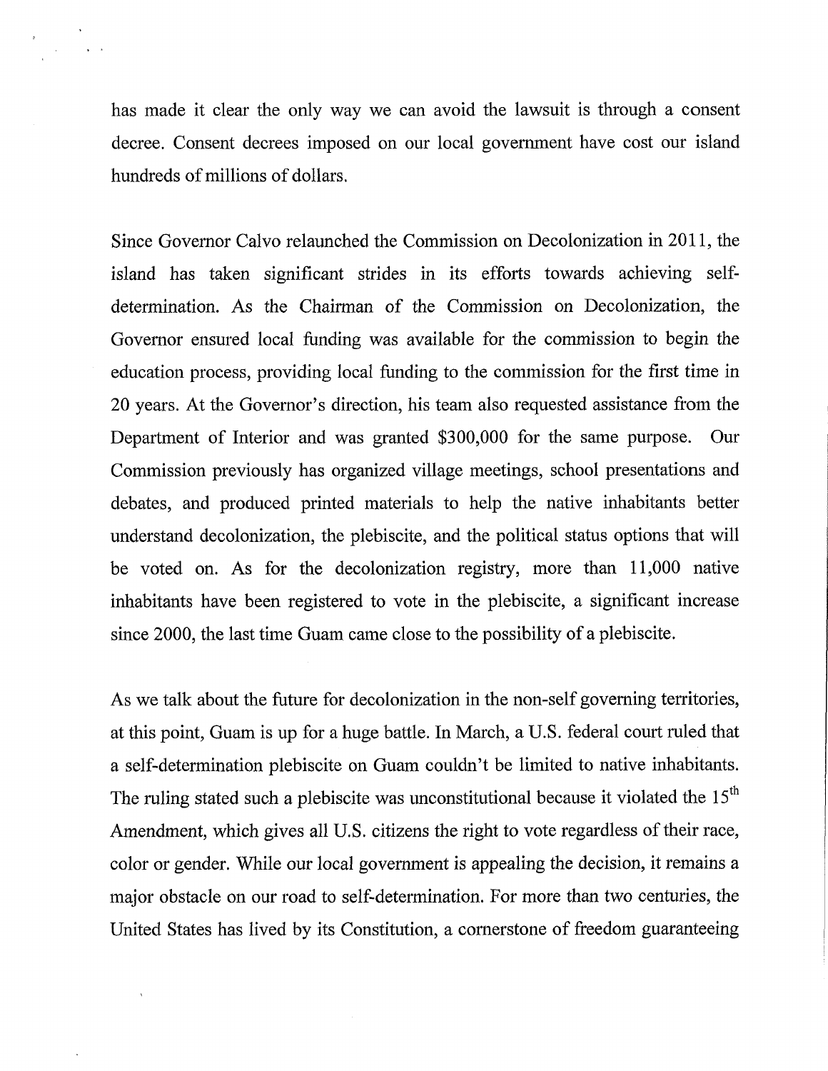has made it clear the only way we can avoid the lawsuit is through a consent decree. Consent decrees imposed on our local government have cost our island hundreds of millions of dollars.

Since Governor Calvo relaunched the Commission on Decolonization in 2011, the island has taken significant strides in its efforts towards achieving self-determination. As the Chairman of the Commission on Decolonization, the Governor ensured local funding was available for the commission to begin the education process, providing local funding to the commission for the first time in 20 years. At the Governor's direction, his team also requested assistance from the Department of Interior and was granted $300,000 for the same purpose. Our Commission previously has organized village meetings, school presentations and debates, and produced printed materials to help the native inhabitants better understand decolonization, the plebiscite, and the political status options that will be voted on. As for the decolonization registry, more than 11,000 native inhabitants have been registered to vote in the plebiscite, a significant increase since 2000, the last time Guam came close to the possibility of a plebiscite.

As we talk about the future for decolonization in the non-self governing territories, at this point, Guam is up for a huge battle. In March, a U.S. federal court ruled that a self-determination plebiscite on Guam couldn't be limited to native inhabitants. The ruling stated such a plebiscite was unconstitutional because it violated the 15th Amendment, which gives all U.S. citizens the right to vote regardless of their race, color or gender. While our local government is appealing the decision, it remains a major obstacle on our road to self-determination. For more than two centuries, the United States has lived by its Constitution, a cornerstone of freedom guaranteeing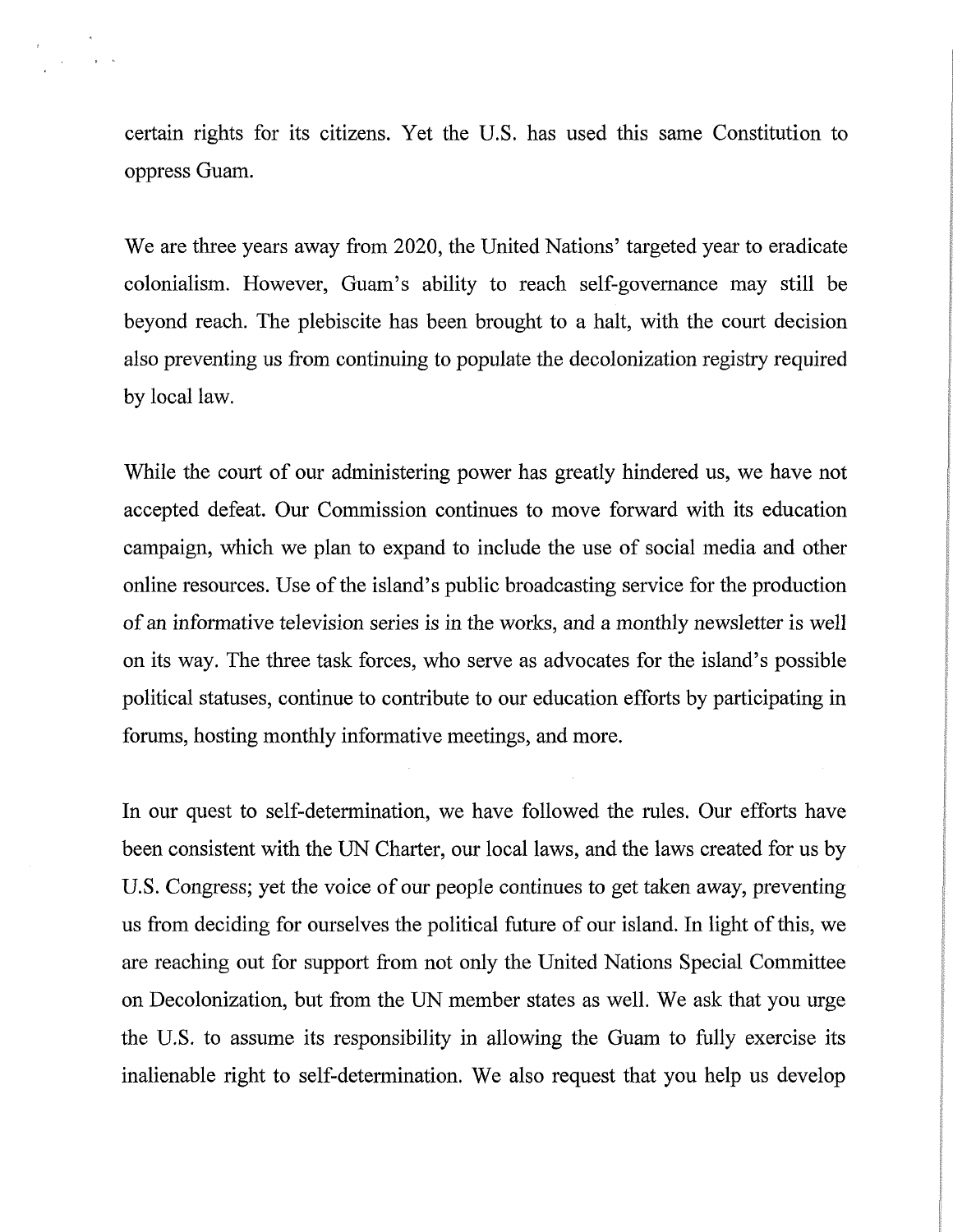certain rights for its citizens. Yet the U.S. has used this same Constitution to oppress Guam.

We are three years away from 2020, the United Nations' targeted year to eradicate colonialism. However, Guam's ability to reach self-governance may still be beyond reach. The plebiscite has been brought to a halt, with the court decision also preventing us from continuing to populate the decolonization registry required by local law.

While the court of our administering power has greatly hindered us, we have not accepted defeat. Our Commission continues to move forward with its education campaign, which we plan to expand to include the use of social media and other online resources. Use of the island's public broadcasting service for the production of an informative television series is in the works, and a monthly newsletter is well on its way. The three task forces, who serve as advocates for the island's possible political statuses, continue to contribute to our education efforts by participating in forums, hosting monthly informative meetings, and more.

In our quest to self-determination, we have followed the rules. Our efforts have been consistent with the UN Charter, our local laws, and the laws created for us by U.S. Congress; yet the voice of our people continues to get taken away, preventing us from deciding for ourselves the political future of our island. In light of this, we are reaching out for support from not only the United Nations Special Committee on Decolonization, but from the UN member states as well. We ask that you urge the U.S. to assume its responsibility in allowing the Guam to fully exercise its inalienable right to self-determination. We also request that you help us develop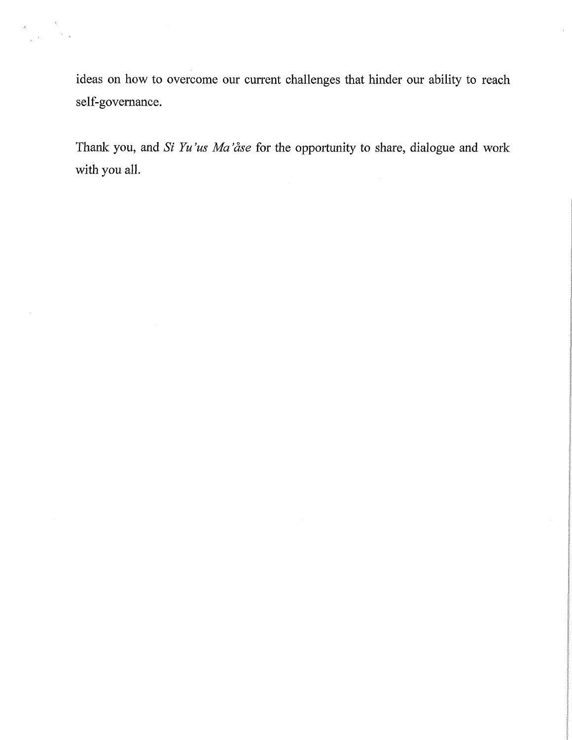ideas on how to overcome our current challenges that hinder our ability to reach self-governance.

Thank you, and *Si Yu'us Ma'åse* for the opportunity to share, dialogue and work with you all.